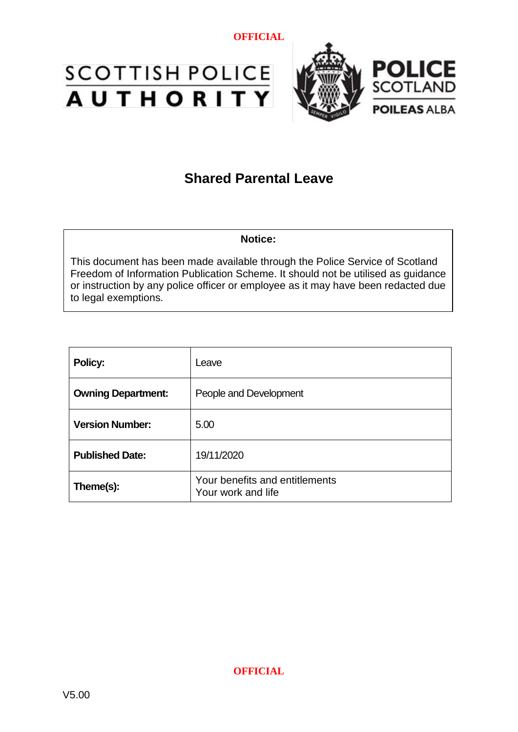OFFICIAL

SCOTTISH POLICE AUTHORITY

POLICE SCOTLAND
POILEAS ALBA

# Shared Parental Leave

**Notice:**

This document has been made available through the Police Service of Scotland Freedom of Information Publication Scheme. It should not be utilised as guidance or instruction by any police officer or employee as it may have been redacted due to legal exemptions.

| | |
|---|---|
| **Policy:** | Leave |
| **Owning Department:** | People and Development |
| **Version Number:** | 5.00 |
| **Published Date:** | 19/11/2020 |
| **Theme(s):** | Your benefits and entitlements<br>Your work and life |

OFFICIAL

V5.00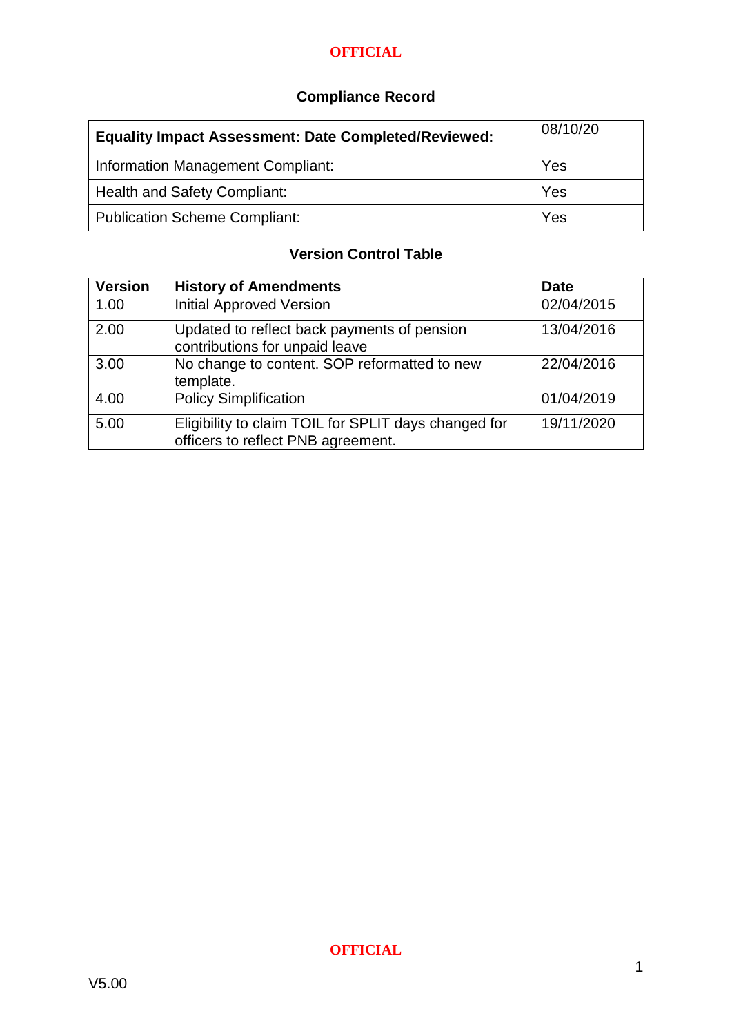## Compliance Record

| **Equality Impact Assessment: Date Completed/Reviewed:** | 08/10/20 |
|---|---|
| Information Management Compliant: | Yes |
| Health and Safety Compliant: | Yes |
| Publication Scheme Compliant: | Yes |

## Version Control Table

| Version | History of Amendments | Date |
|---|---|---|
| 1.00 | Initial Approved Version | 02/04/2015 |
| 2.00 | Updated to reflect back payments of pension contributions for unpaid leave | 13/04/2016 |
| 3.00 | No change to content. SOP reformatted to new template. | 22/04/2016 |
| 4.00 | Policy Simplification | 01/04/2019 |
| 5.00 | Eligibility to claim TOIL for SPLIT days changed for officers to reflect PNB agreement. | 19/11/2020 |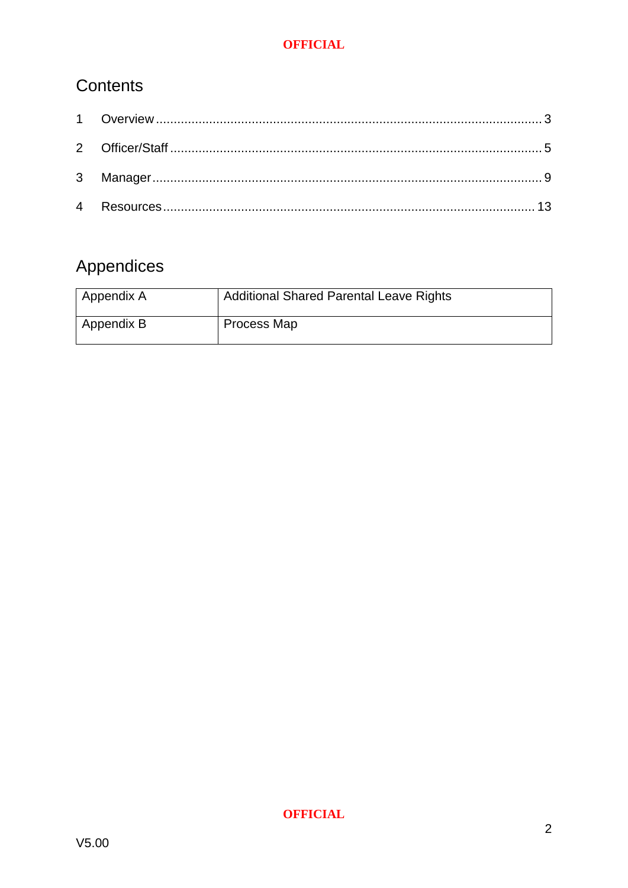## Contents

1 Overview ........................................................................................................... 3

2 Officer/Staff ....................................................................................................... 5

3 Manager............................................................................................................ 9

4 Resources....................................................................................................... 13

## Appendices

| Appendix A | Additional Shared Parental Leave Rights |
|---|---|
| Appendix B | Process Map |

V5.00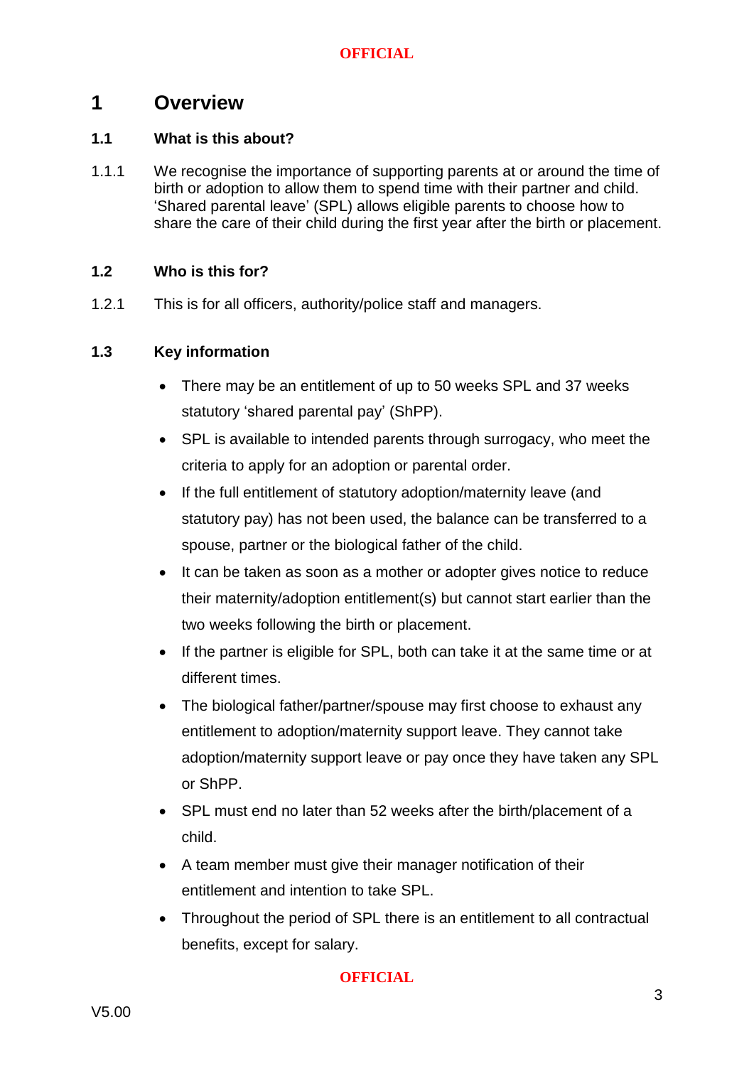# 1 Overview

## 1.1 What is this about?

1.1.1 We recognise the importance of supporting parents at or around the time of birth or adoption to allow them to spend time with their partner and child. 'Shared parental leave' (SPL) allows eligible parents to choose how to share the care of their child during the first year after the birth or placement.

## 1.2 Who is this for?

1.2.1 This is for all officers, authority/police staff and managers.

## 1.3 Key information

- There may be an entitlement of up to 50 weeks SPL and 37 weeks statutory 'shared parental pay' (ShPP).
- SPL is available to intended parents through surrogacy, who meet the criteria to apply for an adoption or parental order.
- If the full entitlement of statutory adoption/maternity leave (and statutory pay) has not been used, the balance can be transferred to a spouse, partner or the biological father of the child.
- It can be taken as soon as a mother or adopter gives notice to reduce their maternity/adoption entitlement(s) but cannot start earlier than the two weeks following the birth or placement.
- If the partner is eligible for SPL, both can take it at the same time or at different times.
- The biological father/partner/spouse may first choose to exhaust any entitlement to adoption/maternity support leave. They cannot take adoption/maternity support leave or pay once they have taken any SPL or ShPP.
- SPL must end no later than 52 weeks after the birth/placement of a child.
- A team member must give their manager notification of their entitlement and intention to take SPL.
- Throughout the period of SPL there is an entitlement to all contractual benefits, except for salary.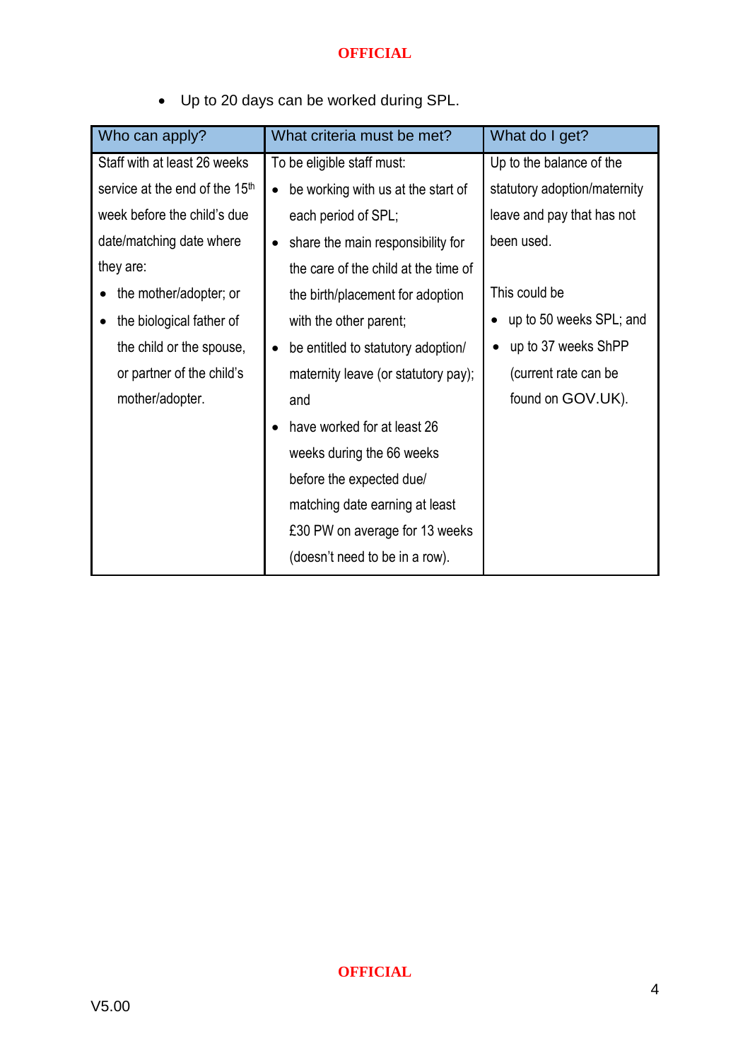- Up to 20 days can be worked during SPL.

| Who can apply? | What criteria must be met? | What do I get? |
|---|---|---|
| Staff with at least 26 weeks service at the end of the 15th week before the child's due date/matching date where they are:<br>• the mother/adopter; or<br>• the biological father of the child or the spouse, or partner of the child's mother/adopter. | To be eligible staff must:<br>• be working with us at the start of each period of SPL;<br>• share the main responsibility for the care of the child at the time of the birth/placement for adoption with the other parent;<br>• be entitled to statutory adoption/ maternity leave (or statutory pay); and<br>• have worked for at least 26 weeks during the 66 weeks before the expected due/ matching date earning at least £30 PW on average for 13 weeks (doesn't need to be in a row). | Up to the balance of the statutory adoption/maternity leave and pay that has not been used.<br><br>This could be<br>• up to 50 weeks SPL; and<br>• up to 37 weeks ShPP (current rate can be found on GOV.UK). |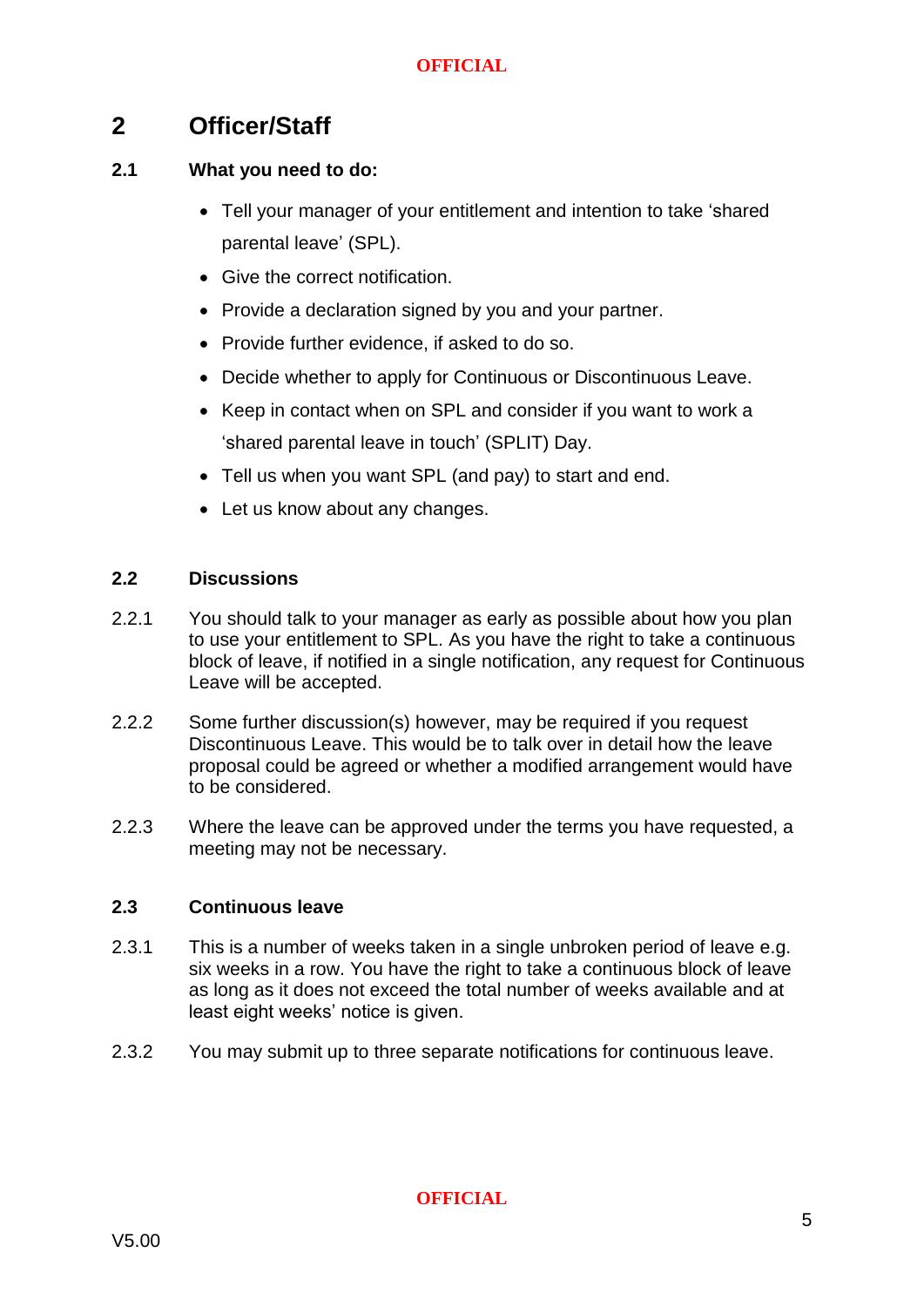# 2 Officer/Staff

## 2.1 What you need to do:

- Tell your manager of your entitlement and intention to take 'shared parental leave' (SPL).
- Give the correct notification.
- Provide a declaration signed by you and your partner.
- Provide further evidence, if asked to do so.
- Decide whether to apply for Continuous or Discontinuous Leave.
- Keep in contact when on SPL and consider if you want to work a 'shared parental leave in touch' (SPLIT) Day.
- Tell us when you want SPL (and pay) to start and end.
- Let us know about any changes.

## 2.2 Discussions

2.2.1 You should talk to your manager as early as possible about how you plan to use your entitlement to SPL. As you have the right to take a continuous block of leave, if notified in a single notification, any request for Continuous Leave will be accepted.

2.2.2 Some further discussion(s) however, may be required if you request Discontinuous Leave. This would be to talk over in detail how the leave proposal could be agreed or whether a modified arrangement would have to be considered.

2.2.3 Where the leave can be approved under the terms you have requested, a meeting may not be necessary.

## 2.3 Continuous leave

2.3.1 This is a number of weeks taken in a single unbroken period of leave e.g. six weeks in a row. You have the right to take a continuous block of leave as long as it does not exceed the total number of weeks available and at least eight weeks' notice is given.

2.3.2 You may submit up to three separate notifications for continuous leave.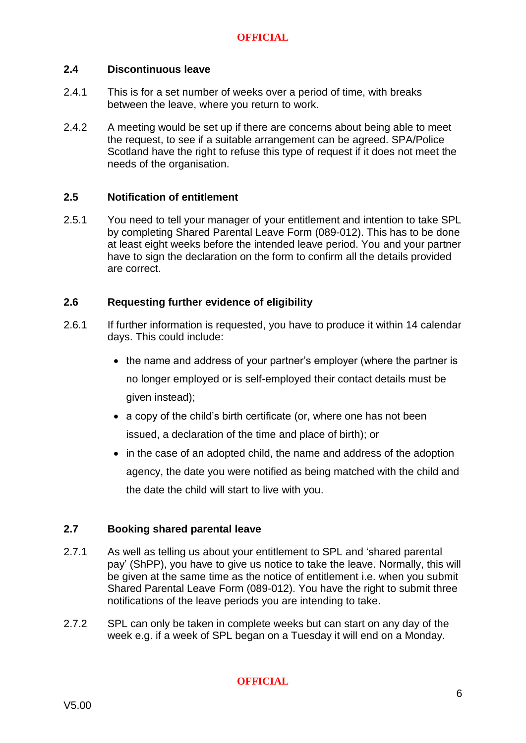### 2.4 Discontinuous leave

2.4.1 This is for a set number of weeks over a period of time, with breaks between the leave, where you return to work.

2.4.2 A meeting would be set up if there are concerns about being able to meet the request, to see if a suitable arrangement can be agreed. SPA/Police Scotland have the right to refuse this type of request if it does not meet the needs of the organisation.

### 2.5 Notification of entitlement

2.5.1 You need to tell your manager of your entitlement and intention to take SPL by completing Shared Parental Leave Form (089-012). This has to be done at least eight weeks before the intended leave period. You and your partner have to sign the declaration on the form to confirm all the details provided are correct.

### 2.6 Requesting further evidence of eligibility

2.6.1 If further information is requested, you have to produce it within 14 calendar days. This could include:

- the name and address of your partner's employer (where the partner is no longer employed or is self-employed their contact details must be given instead);
- a copy of the child's birth certificate (or, where one has not been issued, a declaration of the time and place of birth); or
- in the case of an adopted child, the name and address of the adoption agency, the date you were notified as being matched with the child and the date the child will start to live with you.

### 2.7 Booking shared parental leave

2.7.1 As well as telling us about your entitlement to SPL and 'shared parental pay' (ShPP), you have to give us notice to take the leave. Normally, this will be given at the same time as the notice of entitlement i.e. when you submit Shared Parental Leave Form (089-012). You have the right to submit three notifications of the leave periods you are intending to take.

2.7.2 SPL can only be taken in complete weeks but can start on any day of the week e.g. if a week of SPL began on a Tuesday it will end on a Monday.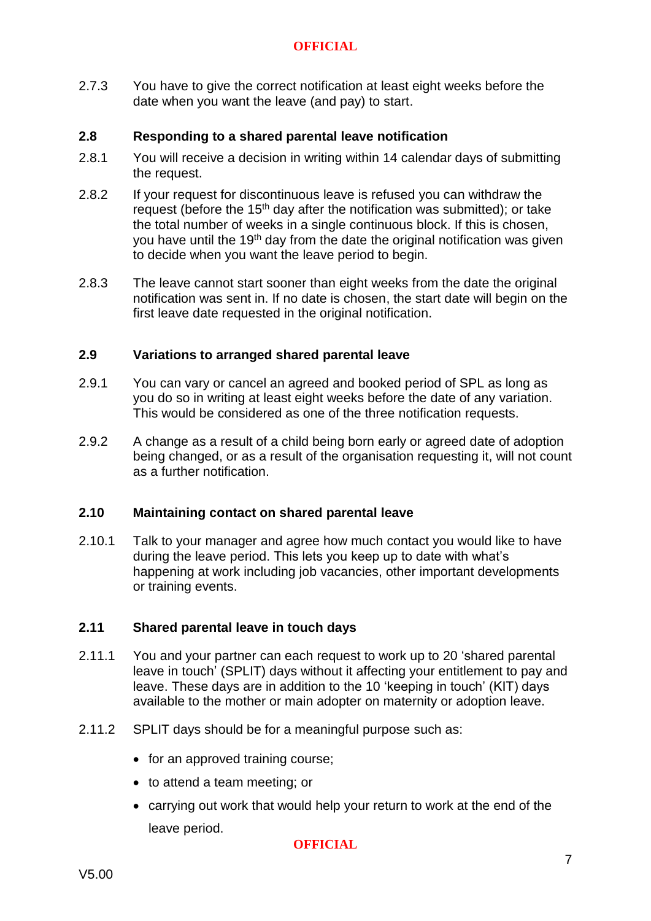2.7.3 You have to give the correct notification at least eight weeks before the date when you want the leave (and pay) to start.

### 2.8 Responding to a shared parental leave notification

2.8.1 You will receive a decision in writing within 14 calendar days of submitting the request.

2.8.2 If your request for discontinuous leave is refused you can withdraw the request (before the 15th day after the notification was submitted); or take the total number of weeks in a single continuous block. If this is chosen, you have until the 19th day from the date the original notification was given to decide when you want the leave period to begin.

2.8.3 The leave cannot start sooner than eight weeks from the date the original notification was sent in. If no date is chosen, the start date will begin on the first leave date requested in the original notification.

### 2.9 Variations to arranged shared parental leave

2.9.1 You can vary or cancel an agreed and booked period of SPL as long as you do so in writing at least eight weeks before the date of any variation. This would be considered as one of the three notification requests.

2.9.2 A change as a result of a child being born early or agreed date of adoption being changed, or as a result of the organisation requesting it, will not count as a further notification.

### 2.10 Maintaining contact on shared parental leave

2.10.1 Talk to your manager and agree how much contact you would like to have during the leave period. This lets you keep up to date with what's happening at work including job vacancies, other important developments or training events.

### 2.11 Shared parental leave in touch days

2.11.1 You and your partner can each request to work up to 20 'shared parental leave in touch' (SPLIT) days without it affecting your entitlement to pay and leave. These days are in addition to the 10 'keeping in touch' (KIT) days available to the mother or main adopter on maternity or adoption leave.

2.11.2 SPLIT days should be for a meaningful purpose such as:

- for an approved training course;
- to attend a team meeting; or
- carrying out work that would help your return to work at the end of the leave period.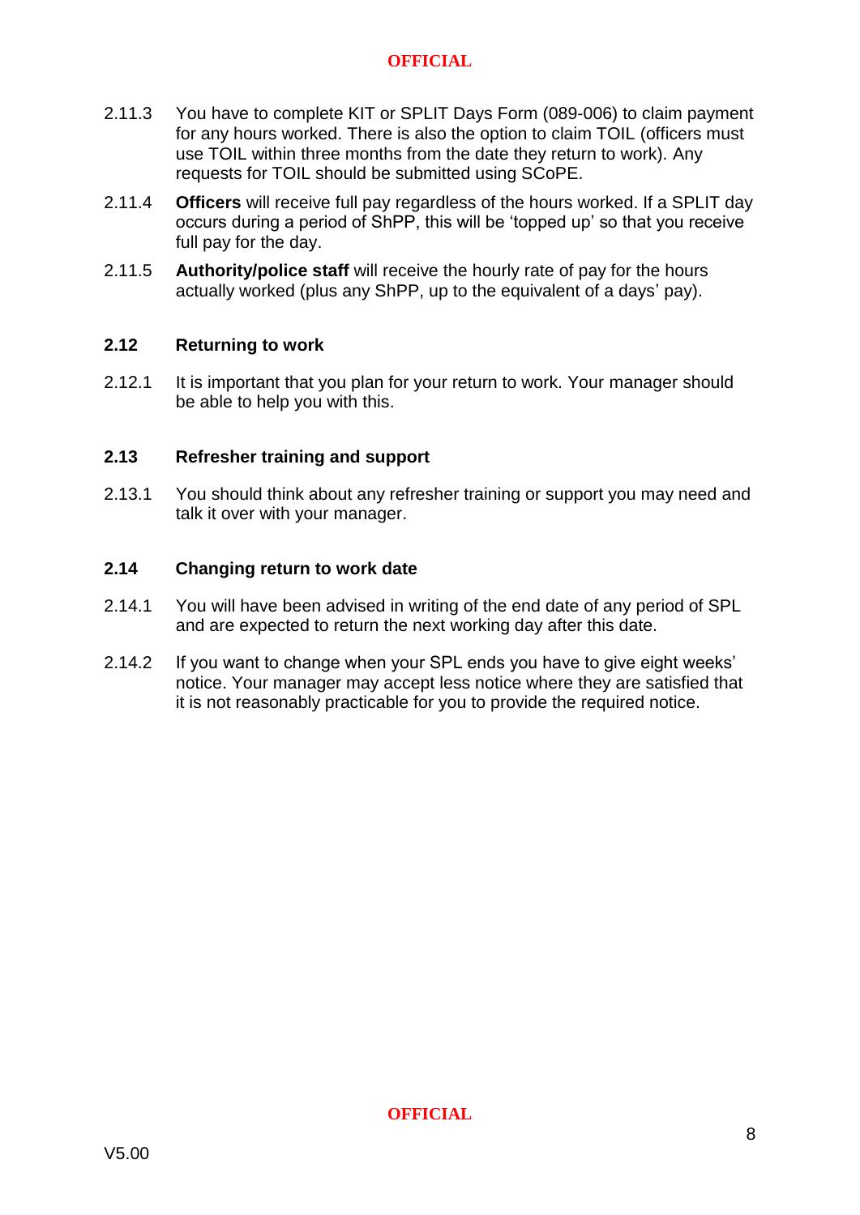2.11.3 You have to complete KIT or SPLIT Days Form (089-006) to claim payment for any hours worked. There is also the option to claim TOIL (officers must use TOIL within three months from the date they return to work). Any requests for TOIL should be submitted using SCoPE.

2.11.4 **Officers** will receive full pay regardless of the hours worked. If a SPLIT day occurs during a period of ShPP, this will be 'topped up' so that you receive full pay for the day.

2.11.5 **Authority/police staff** will receive the hourly rate of pay for the hours actually worked (plus any ShPP, up to the equivalent of a days' pay).

### 2.12 Returning to work

2.12.1 It is important that you plan for your return to work. Your manager should be able to help you with this.

### 2.13 Refresher training and support

2.13.1 You should think about any refresher training or support you may need and talk it over with your manager.

### 2.14 Changing return to work date

2.14.1 You will have been advised in writing of the end date of any period of SPL and are expected to return the next working day after this date.

2.14.2 If you want to change when your SPL ends you have to give eight weeks' notice. Your manager may accept less notice where they are satisfied that it is not reasonably practicable for you to provide the required notice.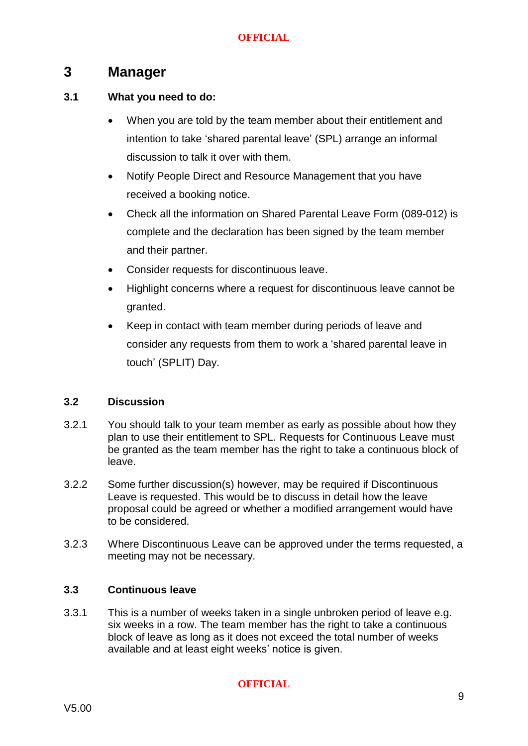# 3 Manager

## 3.1 What you need to do:

- When you are told by the team member about their entitlement and intention to take 'shared parental leave' (SPL) arrange an informal discussion to talk it over with them.
- Notify People Direct and Resource Management that you have received a booking notice.
- Check all the information on Shared Parental Leave Form (089-012) is complete and the declaration has been signed by the team member and their partner.
- Consider requests for discontinuous leave.
- Highlight concerns where a request for discontinuous leave cannot be granted.
- Keep in contact with team member during periods of leave and consider any requests from them to work a 'shared parental leave in touch' (SPLIT) Day.

## 3.2 Discussion

3.2.1 You should talk to your team member as early as possible about how they plan to use their entitlement to SPL. Requests for Continuous Leave must be granted as the team member has the right to take a continuous block of leave.

3.2.2 Some further discussion(s) however, may be required if Discontinuous Leave is requested. This would be to discuss in detail how the leave proposal could be agreed or whether a modified arrangement would have to be considered.

3.2.3 Where Discontinuous Leave can be approved under the terms requested, a meeting may not be necessary.

## 3.3 Continuous leave

3.3.1 This is a number of weeks taken in a single unbroken period of leave e.g. six weeks in a row. The team member has the right to take a continuous block of leave as long as it does not exceed the total number of weeks available and at least eight weeks' notice is given.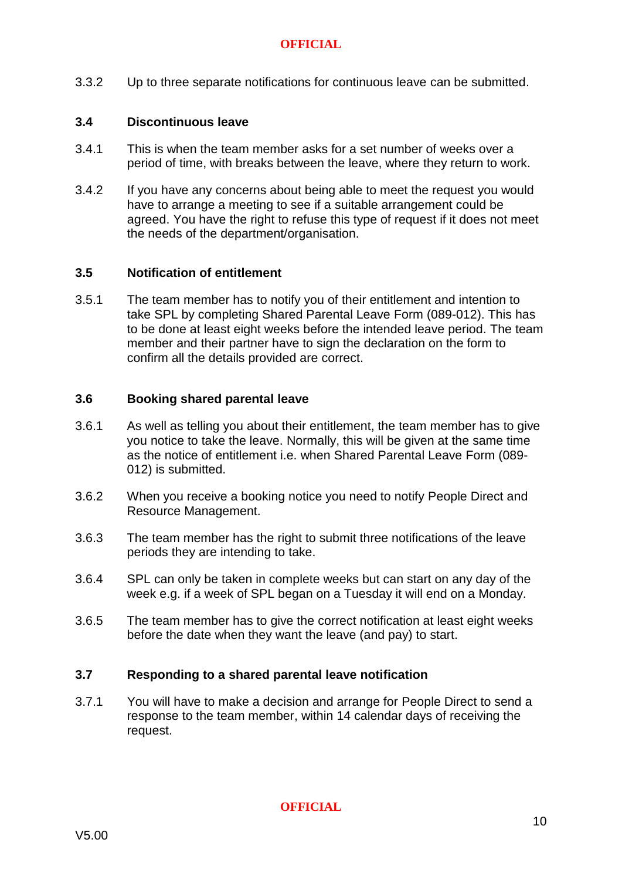3.3.2 Up to three separate notifications for continuous leave can be submitted.

### 3.4 Discontinuous leave

3.4.1 This is when the team member asks for a set number of weeks over a period of time, with breaks between the leave, where they return to work.

3.4.2 If you have any concerns about being able to meet the request you would have to arrange a meeting to see if a suitable arrangement could be agreed. You have the right to refuse this type of request if it does not meet the needs of the department/organisation.

### 3.5 Notification of entitlement

3.5.1 The team member has to notify you of their entitlement and intention to take SPL by completing Shared Parental Leave Form (089-012). This has to be done at least eight weeks before the intended leave period. The team member and their partner have to sign the declaration on the form to confirm all the details provided are correct.

### 3.6 Booking shared parental leave

3.6.1 As well as telling you about their entitlement, the team member has to give you notice to take the leave. Normally, this will be given at the same time as the notice of entitlement i.e. when Shared Parental Leave Form (089-012) is submitted.

3.6.2 When you receive a booking notice you need to notify People Direct and Resource Management.

3.6.3 The team member has the right to submit three notifications of the leave periods they are intending to take.

3.6.4 SPL can only be taken in complete weeks but can start on any day of the week e.g. if a week of SPL began on a Tuesday it will end on a Monday.

3.6.5 The team member has to give the correct notification at least eight weeks before the date when they want the leave (and pay) to start.

### 3.7 Responding to a shared parental leave notification

3.7.1 You will have to make a decision and arrange for People Direct to send a response to the team member, within 14 calendar days of receiving the request.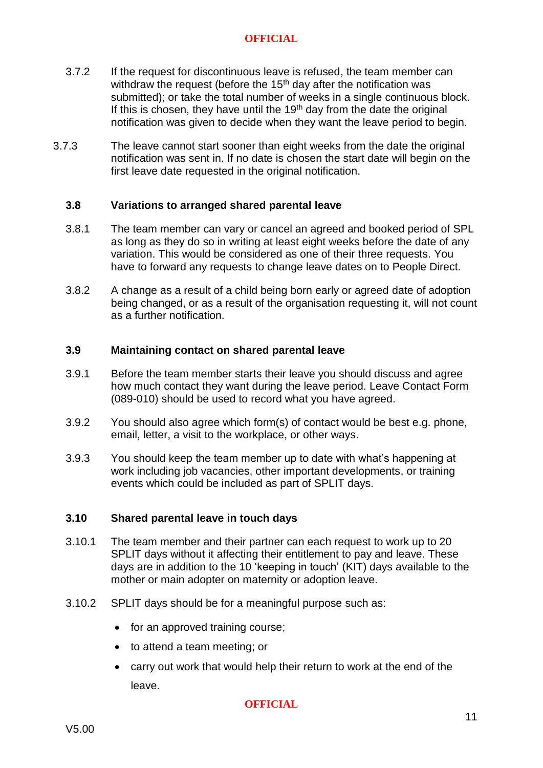3.7.2 If the request for discontinuous leave is refused, the team member can withdraw the request (before the 15th day after the notification was submitted); or take the total number of weeks in a single continuous block. If this is chosen, they have until the 19th day from the date the original notification was given to decide when they want the leave period to begin.

3.7.3 The leave cannot start sooner than eight weeks from the date the original notification was sent in. If no date is chosen the start date will begin on the first leave date requested in the original notification.

### 3.8 Variations to arranged shared parental leave

3.8.1 The team member can vary or cancel an agreed and booked period of SPL as long as they do so in writing at least eight weeks before the date of any variation. This would be considered as one of their three requests. You have to forward any requests to change leave dates on to People Direct.

3.8.2 A change as a result of a child being born early or agreed date of adoption being changed, or as a result of the organisation requesting it, will not count as a further notification.

### 3.9 Maintaining contact on shared parental leave

3.9.1 Before the team member starts their leave you should discuss and agree how much contact they want during the leave period. Leave Contact Form (089-010) should be used to record what you have agreed.

3.9.2 You should also agree which form(s) of contact would be best e.g. phone, email, letter, a visit to the workplace, or other ways.

3.9.3 You should keep the team member up to date with what's happening at work including job vacancies, other important developments, or training events which could be included as part of SPLIT days.

### 3.10 Shared parental leave in touch days

3.10.1 The team member and their partner can each request to work up to 20 SPLIT days without it affecting their entitlement to pay and leave. These days are in addition to the 10 'keeping in touch' (KIT) days available to the mother or main adopter on maternity or adoption leave.

3.10.2 SPLIT days should be for a meaningful purpose such as:

- for an approved training course;
- to attend a team meeting; or
- carry out work that would help their return to work at the end of the leave.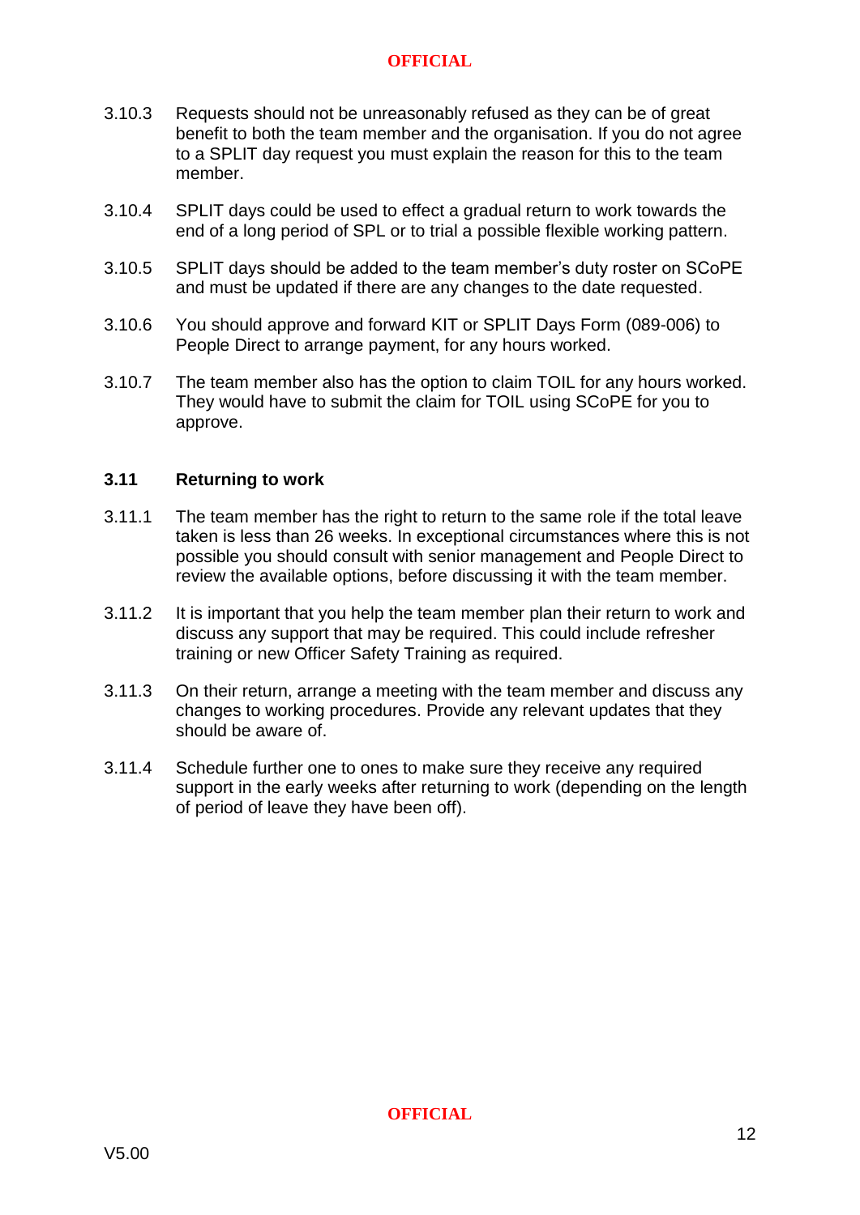3.10.3 Requests should not be unreasonably refused as they can be of great benefit to both the team member and the organisation. If you do not agree to a SPLIT day request you must explain the reason for this to the team member.

3.10.4 SPLIT days could be used to effect a gradual return to work towards the end of a long period of SPL or to trial a possible flexible working pattern.

3.10.5 SPLIT days should be added to the team member's duty roster on SCoPE and must be updated if there are any changes to the date requested.

3.10.6 You should approve and forward KIT or SPLIT Days Form (089-006) to People Direct to arrange payment, for any hours worked.

3.10.7 The team member also has the option to claim TOIL for any hours worked. They would have to submit the claim for TOIL using SCoPE for you to approve.

### 3.11 Returning to work

3.11.1 The team member has the right to return to the same role if the total leave taken is less than 26 weeks. In exceptional circumstances where this is not possible you should consult with senior management and People Direct to review the available options, before discussing it with the team member.

3.11.2 It is important that you help the team member plan their return to work and discuss any support that may be required. This could include refresher training or new Officer Safety Training as required.

3.11.3 On their return, arrange a meeting with the team member and discuss any changes to working procedures. Provide any relevant updates that they should be aware of.

3.11.4 Schedule further one to ones to make sure they receive any required support in the early weeks after returning to work (depending on the length of period of leave they have been off).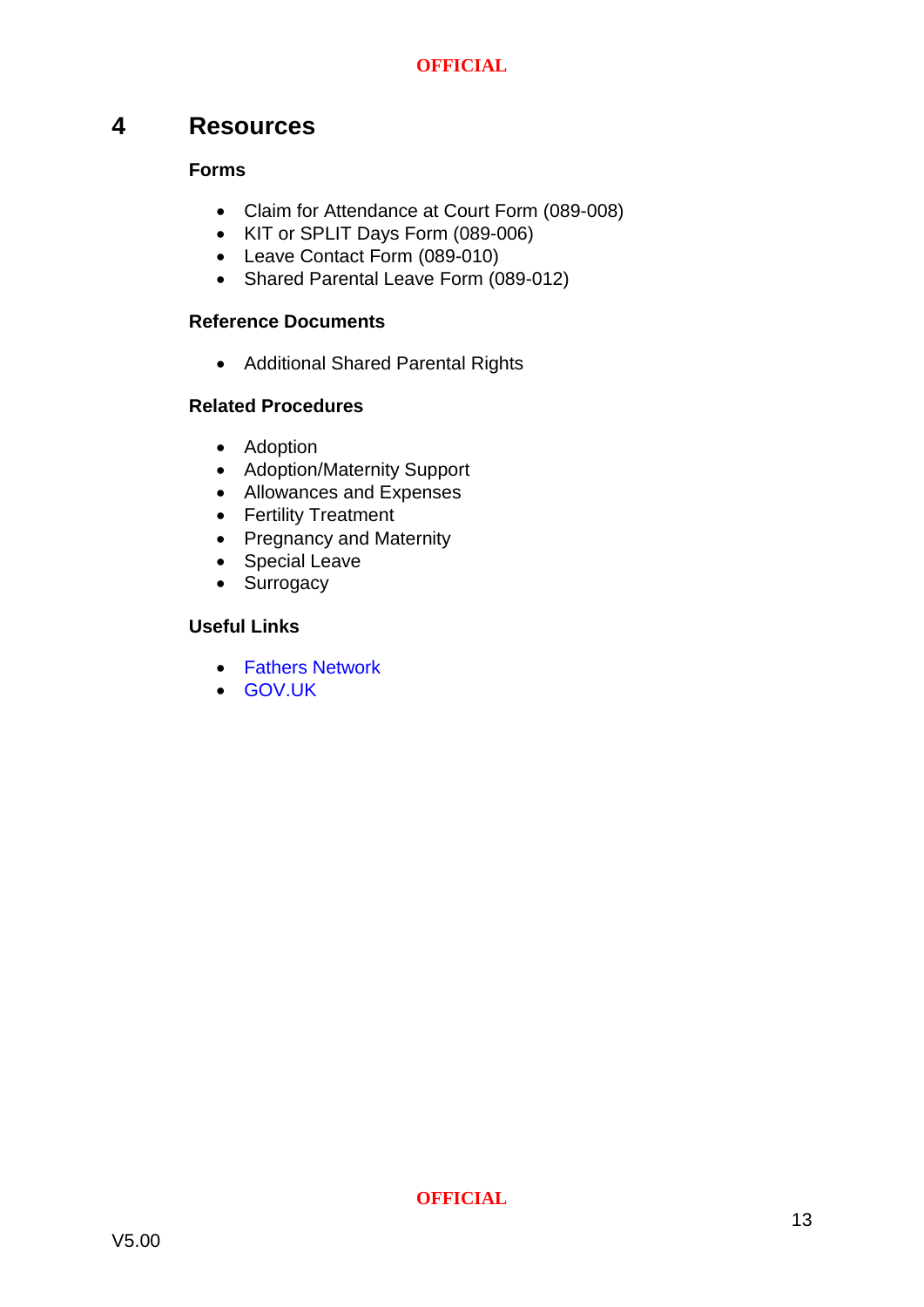# 4 Resources

**Forms**

- Claim for Attendance at Court Form (089-008)
- KIT or SPLIT Days Form (089-006)
- Leave Contact Form (089-010)
- Shared Parental Leave Form (089-012)

**Reference Documents**

- Additional Shared Parental Rights

**Related Procedures**

- Adoption
- Adoption/Maternity Support
- Allowances and Expenses
- Fertility Treatment
- Pregnancy and Maternity
- Special Leave
- Surrogacy

**Useful Links**

- Fathers Network
- GOV.UK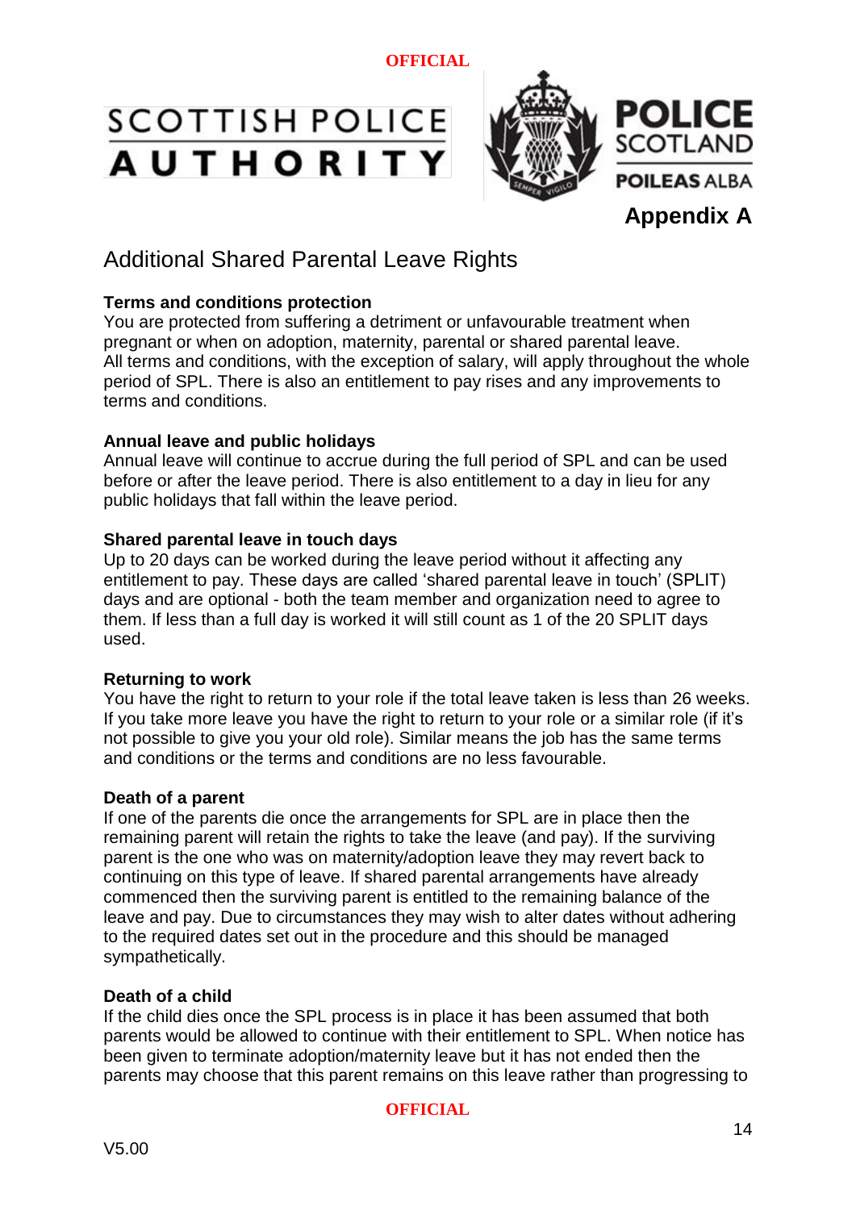## Appendix A

# Additional Shared Parental Leave Rights

**Terms and conditions protection**
You are protected from suffering a detriment or unfavourable treatment when pregnant or when on adoption, maternity, parental or shared parental leave.
All terms and conditions, with the exception of salary, will apply throughout the whole period of SPL. There is also an entitlement to pay rises and any improvements to terms and conditions.

**Annual leave and public holidays**
Annual leave will continue to accrue during the full period of SPL and can be used before or after the leave period. There is also entitlement to a day in lieu for any public holidays that fall within the leave period.

**Shared parental leave in touch days**
Up to 20 days can be worked during the leave period without it affecting any entitlement to pay. These days are called 'shared parental leave in touch' (SPLIT) days and are optional - both the team member and organization need to agree to them. If less than a full day is worked it will still count as 1 of the 20 SPLIT days used.

**Returning to work**
You have the right to return to your role if the total leave taken is less than 26 weeks. If you take more leave you have the right to return to your role or a similar role (if it's not possible to give you your old role). Similar means the job has the same terms and conditions or the terms and conditions are no less favourable.

**Death of a parent**
If one of the parents die once the arrangements for SPL are in place then the remaining parent will retain the rights to take the leave (and pay). If the surviving parent is the one who was on maternity/adoption leave they may revert back to continuing on this type of leave. If shared parental arrangements have already commenced then the surviving parent is entitled to the remaining balance of the leave and pay. Due to circumstances they may wish to alter dates without adhering to the required dates set out in the procedure and this should be managed sympathetically.

**Death of a child**
If the child dies once the SPL process is in place it has been assumed that both parents would be allowed to continue with their entitlement to SPL. When notice has been given to terminate adoption/maternity leave but it has not ended then the parents may choose that this parent remains on this leave rather than progressing to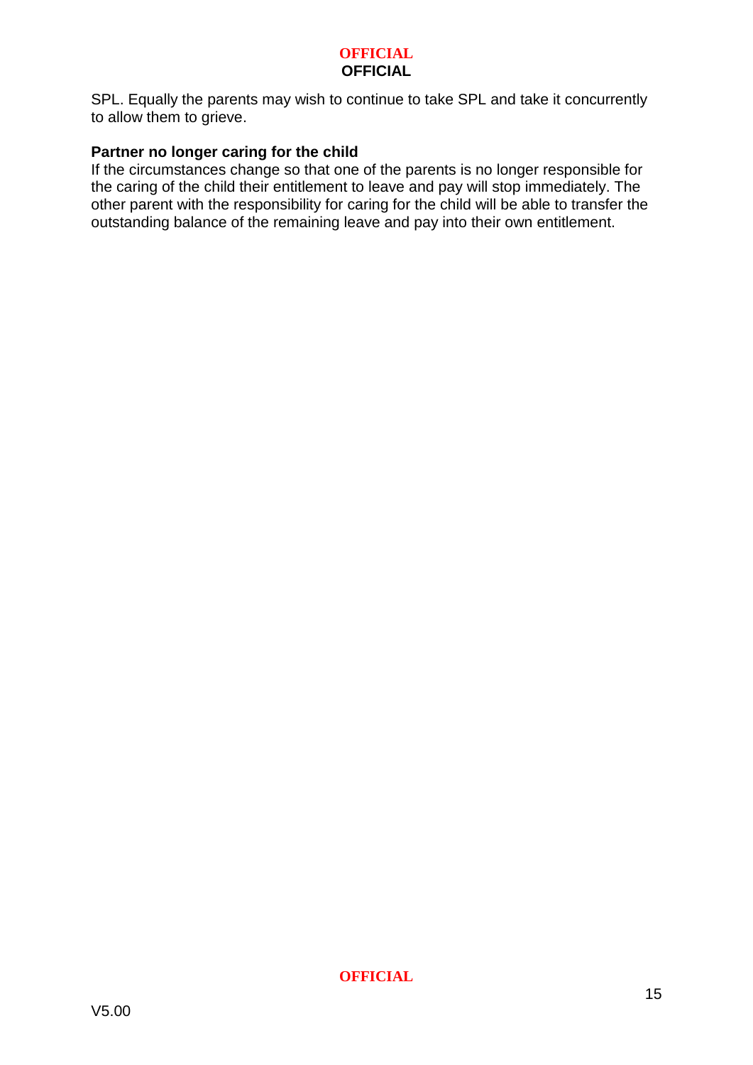SPL. Equally the parents may wish to continue to take SPL and take it concurrently to allow them to grieve.

**Partner no longer caring for the child**

If the circumstances change so that one of the parents is no longer responsible for the caring of the child their entitlement to leave and pay will stop immediately. The other parent with the responsibility for caring for the child will be able to transfer the outstanding balance of the remaining leave and pay into their own entitlement.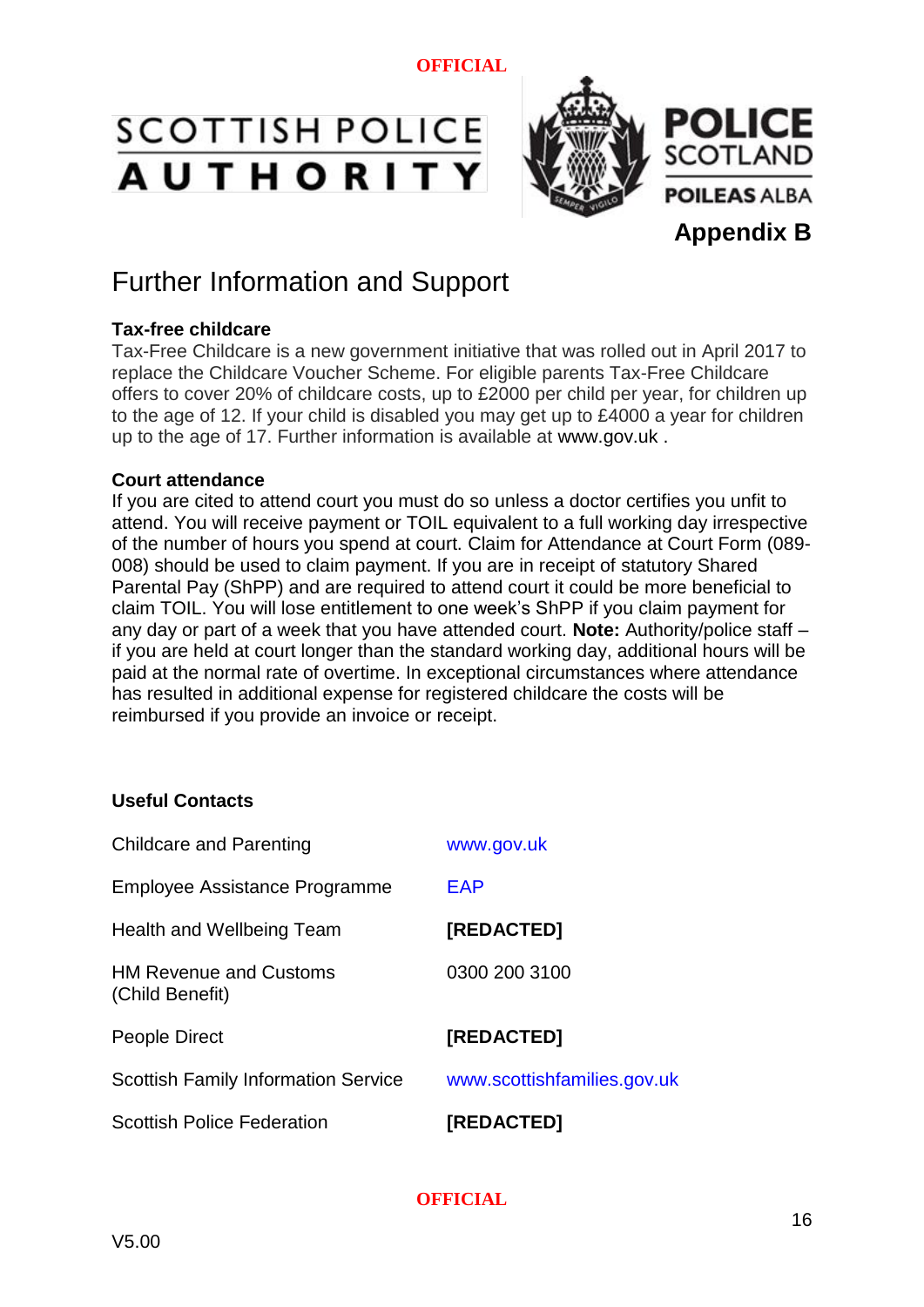Appendix B

# Further Information and Support

### Tax-free childcare

Tax-Free Childcare is a new government initiative that was rolled out in April 2017 to replace the Childcare Voucher Scheme. For eligible parents Tax-Free Childcare offers to cover 20% of childcare costs, up to £2000 per child per year, for children up to the age of 12. If your child is disabled you may get up to £4000 a year for children up to the age of 17. Further information is available at www.gov.uk .

### Court attendance

If you are cited to attend court you must do so unless a doctor certifies you unfit to attend. You will receive payment or TOIL equivalent to a full working day irrespective of the number of hours you spend at court. Claim for Attendance at Court Form (089-008) should be used to claim payment. If you are in receipt of statutory Shared Parental Pay (ShPP) and are required to attend court it could be more beneficial to claim TOIL. You will lose entitlement to one week's ShPP if you claim payment for any day or part of a week that you have attended court. **Note:** Authority/police staff – if you are held at court longer than the standard working day, additional hours will be paid at the normal rate of overtime. In exceptional circumstances where attendance has resulted in additional expense for registered childcare the costs will be reimbursed if you provide an invoice or receipt.

### Useful Contacts

| | |
|---|---|
| Childcare and Parenting | www.gov.uk |
| Employee Assistance Programme | EAP |
| Health and Wellbeing Team | **[REDACTED]** |
| HM Revenue and Customs (Child Benefit) | 0300 200 3100 |
| People Direct | **[REDACTED]** |
| Scottish Family Information Service | www.scottishfamilies.gov.uk |
| Scottish Police Federation | **[REDACTED]** |

V5.00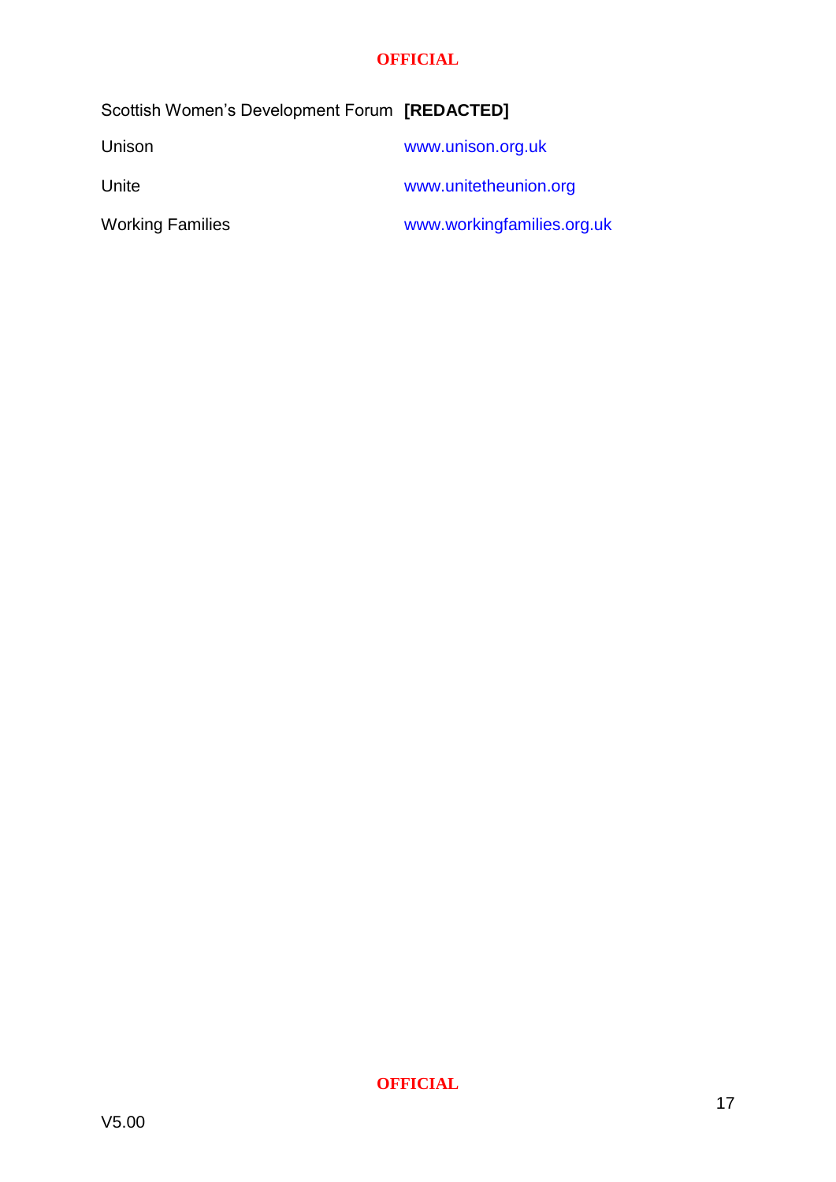| | |
|---|---|
| Scottish Women's Development Forum | **[REDACTED]** |
| Unison | www.unison.org.uk |
| Unite | www.unitetheunion.org |
| Working Families | www.workingfamilies.org.uk |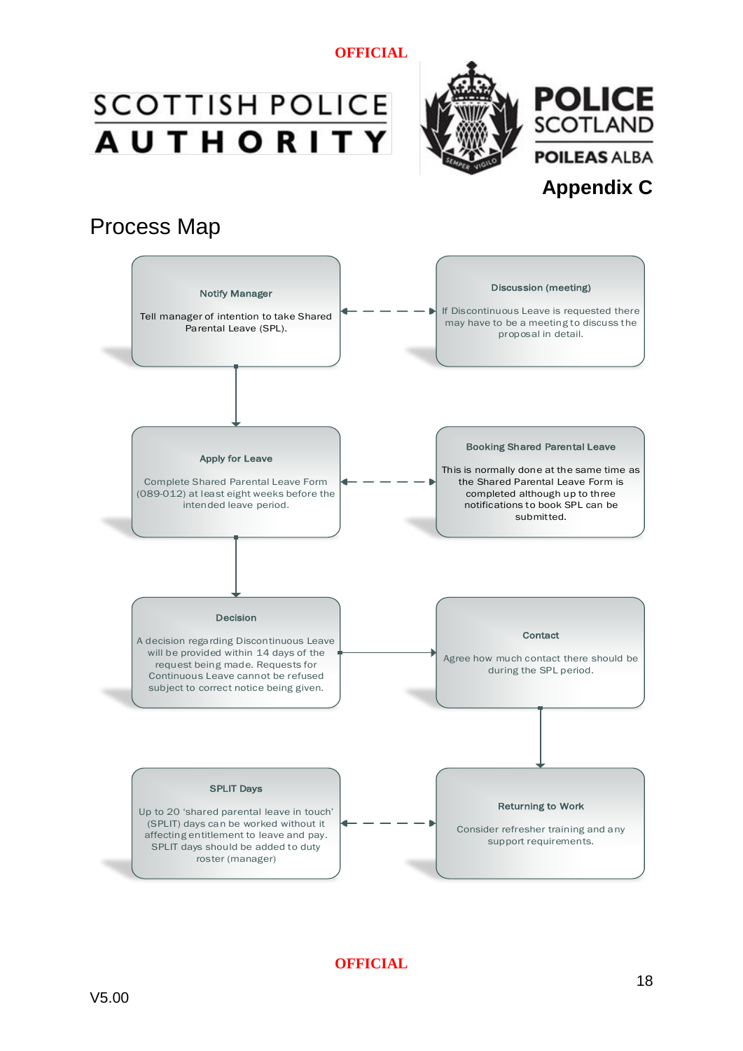OFFICIAL

SCOTTISH POLICE AUTHORITY

POLICE SCOTLAND
POILEAS ALBA

**Appendix C**

# Process Map

**Notify Manager**

Tell manager of intention to take Shared Parental Leave (SPL).

**Discussion (meeting)**

If Discontinuous Leave is requested there may have to be a meeting to discuss the proposal in detail.

**Apply for Leave**

Complete Shared Parental Leave Form (089-012) at least eight weeks before the intended leave period.

**Booking Shared Parental Leave**

This is normally done at the same time as the Shared Parental Leave Form is completed although up to three notifications to book SPL can be submitted.

**Decision**

A decision regarding Discontinuous Leave will be provided within 14 days of the request being made. Requests for Continuous Leave cannot be refused subject to correct notice being given.

**Contact**

Agree how much contact there should be during the SPL period.

**SPLIT Days**

Up to 20 'shared parental leave in touch' (SPLIT) days can be worked without it affecting entitlement to leave and pay. SPLIT days should be added to duty roster (manager)

**Returning to Work**

Consider refresher training and any support requirements.

OFFICIAL

V5.00